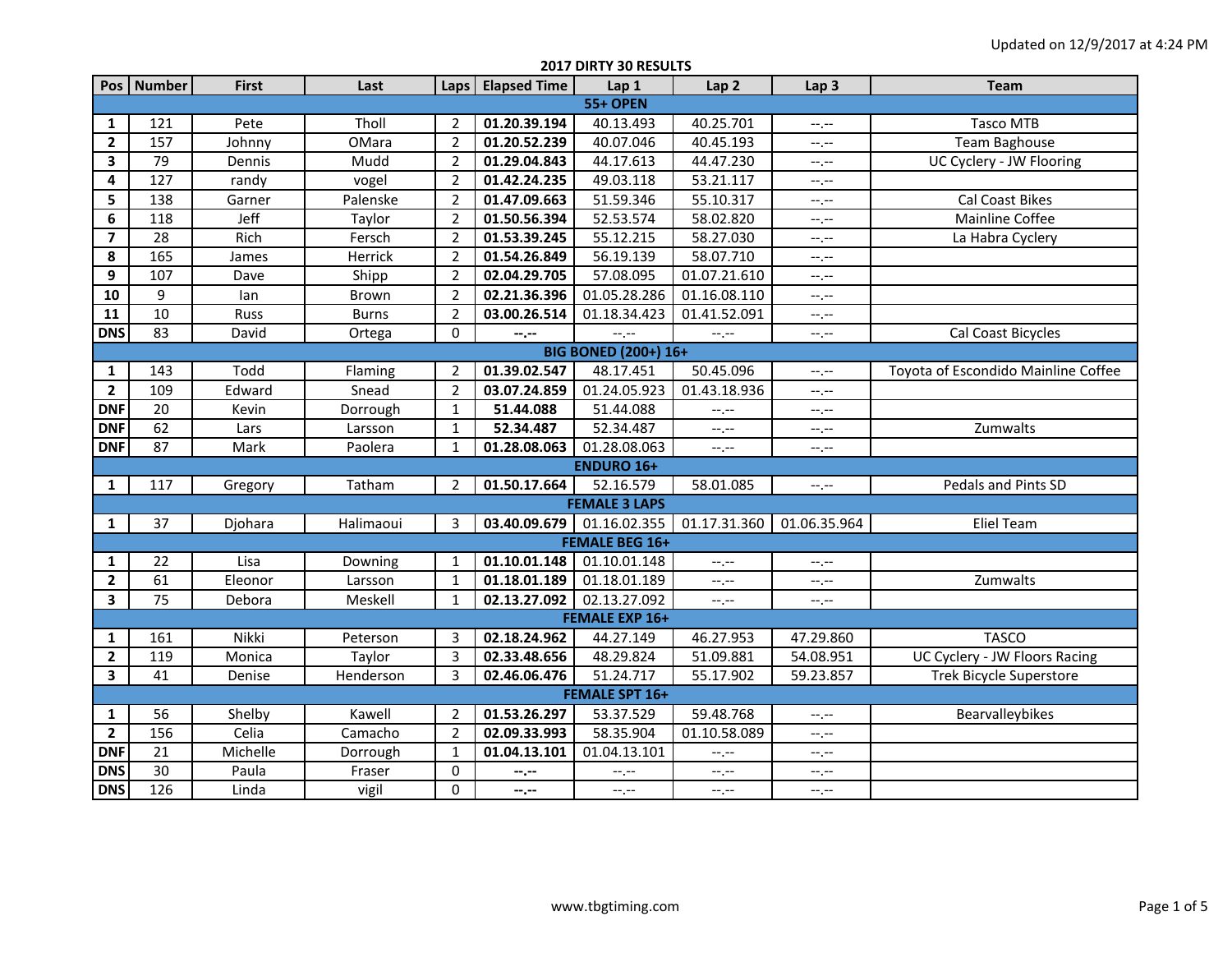Updated on 12/9/2017 at 4:24 PM

# 2017 DIRTY 30 RESULTS

| Pos | Number | First | Last | Laps | Elapsed Time | Lap 1 | Lap 2 | Lap 3 | Team |
|---|---|---|---|---|---|---|---|---|---|
| **55+ OPEN** | | | | | | | | | |
| **1** | 121 | Pete | Tholl | 2 | **01.20.39.194** | 40.13.493 | 40.25.701 | --.-- | Tasco MTB |
| **2** | 157 | Johnny | OMara | 2 | **01.20.52.239** | 40.07.046 | 40.45.193 | --.-- | Team Baghouse |
| **3** | 79 | Dennis | Mudd | 2 | **01.29.04.843** | 44.17.613 | 44.47.230 | --.-- | UC Cyclery - JW Flooring |
| **4** | 127 | randy | vogel | 2 | **01.42.24.235** | 49.03.118 | 53.21.117 | --.-- | |
| **5** | 138 | Garner | Palenske | 2 | **01.47.09.663** | 51.59.346 | 55.10.317 | --.-- | Cal Coast Bikes |
| **6** | 118 | Jeff | Taylor | 2 | **01.50.56.394** | 52.53.574 | 58.02.820 | --.-- | Mainline Coffee |
| **7** | 28 | Rich | Fersch | 2 | **01.53.39.245** | 55.12.215 | 58.27.030 | --.-- | La Habra Cyclery |
| **8** | 165 | James | Herrick | 2 | **01.54.26.849** | 56.19.139 | 58.07.710 | --.-- | |
| **9** | 107 | Dave | Shipp | 2 | **02.04.29.705** | 57.08.095 | 01.07.21.610 | --.-- | |
| **10** | 9 | Ian | Brown | 2 | **02.21.36.396** | 01.05.28.286 | 01.16.08.110 | --.-- | |
| **11** | 10 | Russ | Burns | 2 | **03.00.26.514** | 01.18.34.423 | 01.41.52.091 | --.-- | |
| **DNS** | 83 | David | Ortega | 0 | **--.--** | --.-- | --.-- | --.-- | Cal Coast Bicycles |
| **BIG BONED (200+) 16+** | | | | | | | | | |
| **1** | 143 | Todd | Flaming | 2 | **01.39.02.547** | 48.17.451 | 50.45.096 | --.-- | Toyota of Escondido Mainline Coffee |
| **2** | 109 | Edward | Snead | 2 | **03.07.24.859** | 01.24.05.923 | 01.43.18.936 | --.-- | |
| **DNF** | 20 | Kevin | Dorrough | 1 | **51.44.088** | 51.44.088 | --.-- | --.-- | |
| **DNF** | 62 | Lars | Larsson | 1 | **52.34.487** | 52.34.487 | --.-- | --.-- | Zumwalts |
| **DNF** | 87 | Mark | Paolera | 1 | **01.28.08.063** | 01.28.08.063 | --.-- | --.-- | |
| **ENDURO 16+** | | | | | | | | | |
| **1** | 117 | Gregory | Tatham | 2 | **01.50.17.664** | 52.16.579 | 58.01.085 | --.-- | Pedals and Pints SD |
| **FEMALE 3 LAPS** | | | | | | | | | |
| **1** | 37 | Djohara | Halimaoui | 3 | **03.40.09.679** | 01.16.02.355 | 01.17.31.360 | 01.06.35.964 | Eliel Team |
| **FEMALE BEG 16+** | | | | | | | | | |
| **1** | 22 | Lisa | Downing | 1 | **01.10.01.148** | 01.10.01.148 | --.-- | --.-- | |
| **2** | 61 | Eleonor | Larsson | 1 | **01.18.01.189** | 01.18.01.189 | --.-- | --.-- | Zumwalts |
| **3** | 75 | Debora | Meskell | 1 | **02.13.27.092** | 02.13.27.092 | --.-- | --.-- | |
| **FEMALE EXP 16+** | | | | | | | | | |
| **1** | 161 | Nikki | Peterson | 3 | **02.18.24.962** | 44.27.149 | 46.27.953 | 47.29.860 | TASCO |
| **2** | 119 | Monica | Taylor | 3 | **02.33.48.656** | 48.29.824 | 51.09.881 | 54.08.951 | UC Cyclery - JW Floors Racing |
| **3** | 41 | Denise | Henderson | 3 | **02.46.06.476** | 51.24.717 | 55.17.902 | 59.23.857 | Trek Bicycle Superstore |
| **FEMALE SPT 16+** | | | | | | | | | |
| **1** | 56 | Shelby | Kawell | 2 | **01.53.26.297** | 53.37.529 | 59.48.768 | --.-- | Bearvalleybikes |
| **2** | 156 | Celia | Camacho | 2 | **02.09.33.993** | 58.35.904 | 01.10.58.089 | --.-- | |
| **DNF** | 21 | Michelle | Dorrough | 1 | **01.04.13.101** | 01.04.13.101 | --.-- | --.-- | |
| **DNS** | 30 | Paula | Fraser | 0 | **--.--** | --.-- | --.-- | --.-- | |
| **DNS** | 126 | Linda | vigil | 0 | **--.--** | --.-- | --.-- | --.-- | |

www.tbgtiming.com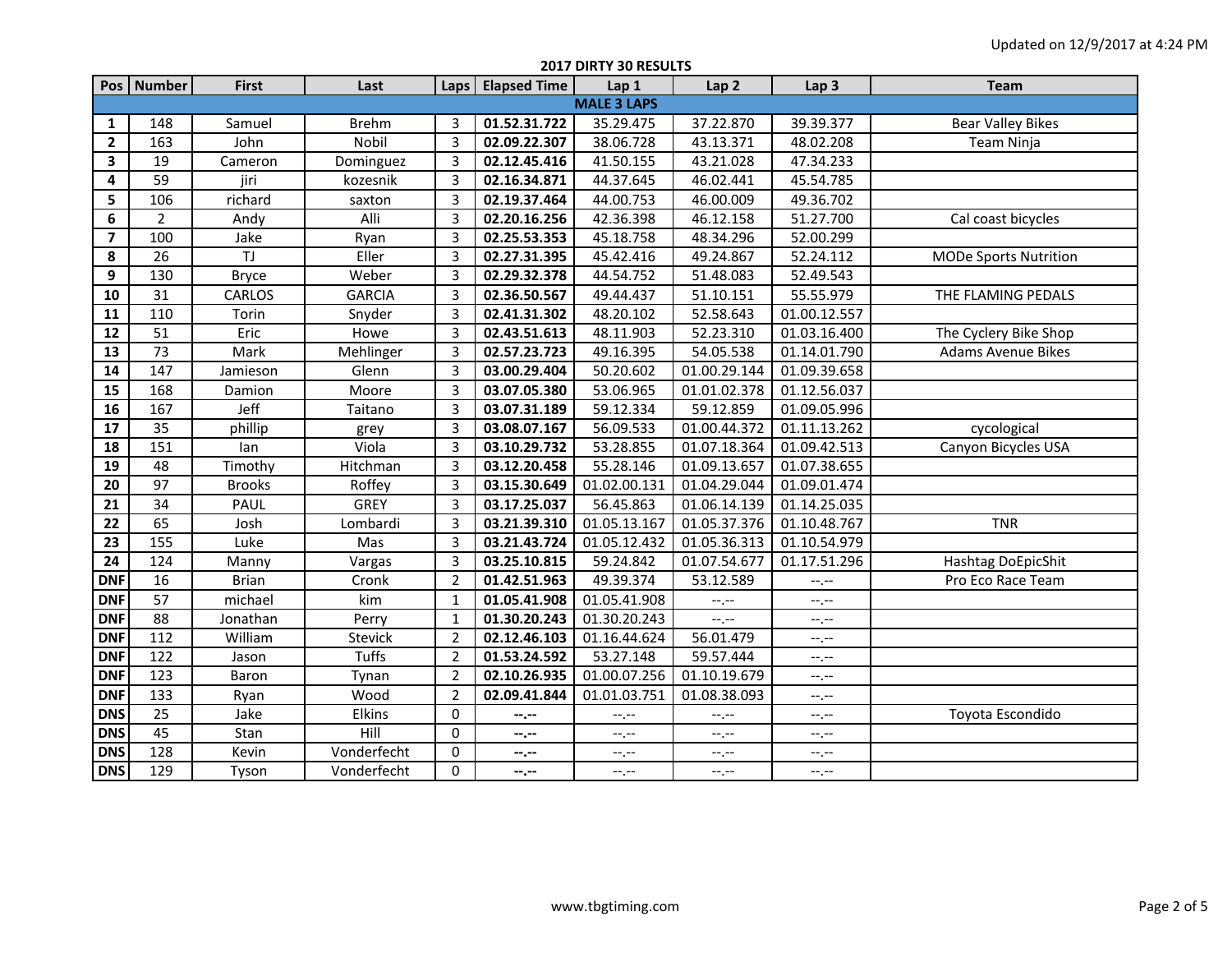Updated on 12/9/2017 at 4:24 PM

## 2017 DIRTY 30 RESULTS

| Pos | Number | First | Last | Laps | Elapsed Time | Lap 1 | Lap 2 | Lap 3 | Team |
|---|---|---|---|---|---|---|---|---|---|
| **MALE 3 LAPS** | | | | | | | | | |
| **1** | 148 | Samuel | Brehm | 3 | **01.52.31.722** | 35.29.475 | 37.22.870 | 39.39.377 | Bear Valley Bikes |
| **2** | 163 | John | Nobil | 3 | **02.09.22.307** | 38.06.728 | 43.13.371 | 48.02.208 | Team Ninja |
| **3** | 19 | Cameron | Dominguez | 3 | **02.12.45.416** | 41.50.155 | 43.21.028 | 47.34.233 | |
| **4** | 59 | jiri | kozesnik | 3 | **02.16.34.871** | 44.37.645 | 46.02.441 | 45.54.785 | |
| **5** | 106 | richard | saxton | 3 | **02.19.37.464** | 44.00.753 | 46.00.009 | 49.36.702 | |
| **6** | 2 | Andy | Alli | 3 | **02.20.16.256** | 42.36.398 | 46.12.158 | 51.27.700 | Cal coast bicycles |
| **7** | 100 | Jake | Ryan | 3 | **02.25.53.353** | 45.18.758 | 48.34.296 | 52.00.299 | |
| **8** | 26 | TJ | Eller | 3 | **02.27.31.395** | 45.42.416 | 49.24.867 | 52.24.112 | MODe Sports Nutrition |
| **9** | 130 | Bryce | Weber | 3 | **02.29.32.378** | 44.54.752 | 51.48.083 | 52.49.543 | |
| **10** | 31 | CARLOS | GARCIA | 3 | **02.36.50.567** | 49.44.437 | 51.10.151 | 55.55.979 | THE FLAMING PEDALS |
| **11** | 110 | Torin | Snyder | 3 | **02.41.31.302** | 48.20.102 | 52.58.643 | 01.00.12.557 | |
| **12** | 51 | Eric | Howe | 3 | **02.43.51.613** | 48.11.903 | 52.23.310 | 01.03.16.400 | The Cyclery Bike Shop |
| **13** | 73 | Mark | Mehlinger | 3 | **02.57.23.723** | 49.16.395 | 54.05.538 | 01.14.01.790 | Adams Avenue Bikes |
| **14** | 147 | Jamieson | Glenn | 3 | **03.00.29.404** | 50.20.602 | 01.00.29.144 | 01.09.39.658 | |
| **15** | 168 | Damion | Moore | 3 | **03.07.05.380** | 53.06.965 | 01.01.02.378 | 01.12.56.037 | |
| **16** | 167 | Jeff | Taitano | 3 | **03.07.31.189** | 59.12.334 | 59.12.859 | 01.09.05.996 | |
| **17** | 35 | phillip | grey | 3 | **03.08.07.167** | 56.09.533 | 01.00.44.372 | 01.11.13.262 | cycological |
| **18** | 151 | Ian | Viola | 3 | **03.10.29.732** | 53.28.855 | 01.07.18.364 | 01.09.42.513 | Canyon Bicycles USA |
| **19** | 48 | Timothy | Hitchman | 3 | **03.12.20.458** | 55.28.146 | 01.09.13.657 | 01.07.38.655 | |
| **20** | 97 | Brooks | Roffey | 3 | **03.15.30.649** | 01.02.00.131 | 01.04.29.044 | 01.09.01.474 | |
| **21** | 34 | PAUL | GREY | 3 | **03.17.25.037** | 56.45.863 | 01.06.14.139 | 01.14.25.035 | |
| **22** | 65 | Josh | Lombardi | 3 | **03.21.39.310** | 01.05.13.167 | 01.05.37.376 | 01.10.48.767 | TNR |
| **23** | 155 | Luke | Mas | 3 | **03.21.43.724** | 01.05.12.432 | 01.05.36.313 | 01.10.54.979 | |
| **24** | 124 | Manny | Vargas | 3 | **03.25.10.815** | 59.24.842 | 01.07.54.677 | 01.17.51.296 | Hashtag DoEpicShit |
| **DNF** | 16 | Brian | Cronk | 2 | **01.42.51.963** | 49.39.374 | 53.12.589 | --.-- | Pro Eco Race Team |
| **DNF** | 57 | michael | kim | 1 | **01.05.41.908** | 01.05.41.908 | --.-- | --.-- | |
| **DNF** | 88 | Jonathan | Perry | 1 | **01.30.20.243** | 01.30.20.243 | --.-- | --.-- | |
| **DNF** | 112 | William | Stevick | 2 | **02.12.46.103** | 01.16.44.624 | 56.01.479 | --.-- | |
| **DNF** | 122 | Jason | Tuffs | 2 | **01.53.24.592** | 53.27.148 | 59.57.444 | --.-- | |
| **DNF** | 123 | Baron | Tynan | 2 | **02.10.26.935** | 01.00.07.256 | 01.10.19.679 | --.-- | |
| **DNF** | 133 | Ryan | Wood | 2 | **02.09.41.844** | 01.01.03.751 | 01.08.38.093 | --.-- | |
| **DNS** | 25 | Jake | Elkins | 0 | **--.--** | --.-- | --.-- | --.-- | Toyota Escondido |
| **DNS** | 45 | Stan | Hill | 0 | **--.--** | --.-- | --.-- | --.-- | |
| **DNS** | 128 | Kevin | Vonderfecht | 0 | **--.--** | --.-- | --.-- | --.-- | |
| **DNS** | 129 | Tyson | Vonderfecht | 0 | **--.--** | --.-- | --.-- | --.-- | |

www.tbgtiming.com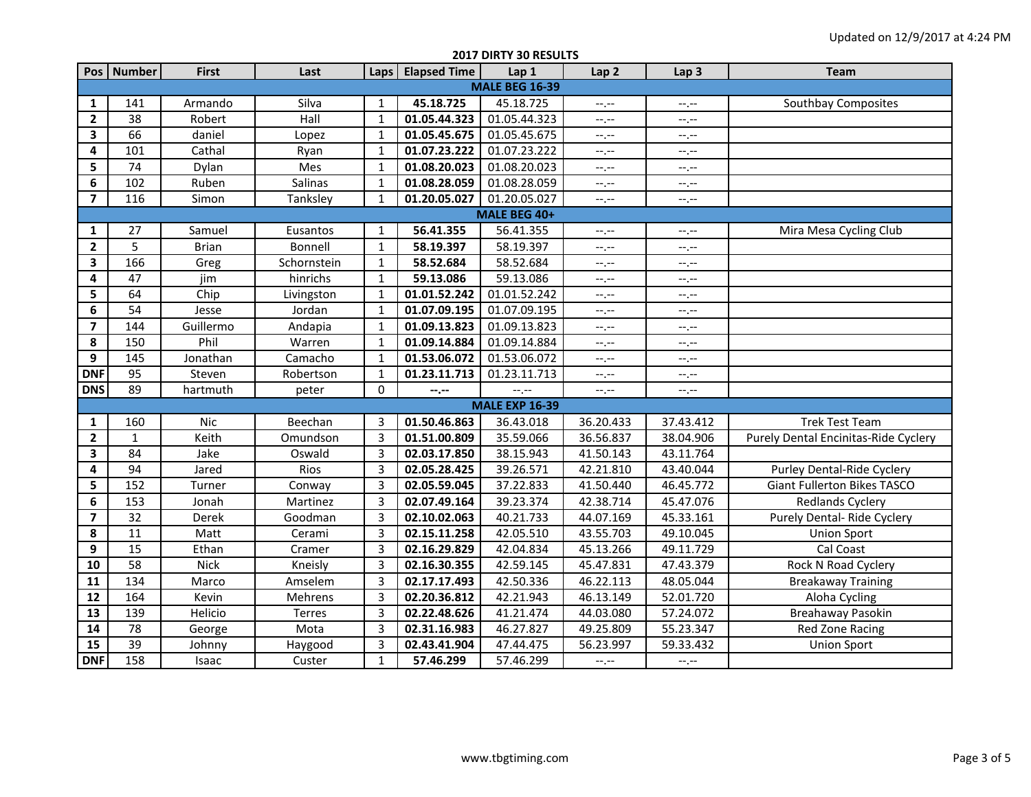Updated on 12/9/2017 at 4:24 PM

## 2017 DIRTY 30 RESULTS

| Pos | Number | First | Last | Laps | Elapsed Time | Lap 1 | Lap 2 | Lap 3 | Team |
|---|---|---|---|---|---|---|---|---|---|
| **MALE BEG 16-39** | | | | | | | | | |
| **1** | 141 | Armando | Silva | 1 | **45.18.725** | 45.18.725 | --.-- | --.-- | Southbay Composites |
| **2** | 38 | Robert | Hall | 1 | **01.05.44.323** | 01.05.44.323 | --.-- | --.-- | |
| **3** | 66 | daniel | Lopez | 1 | **01.05.45.675** | 01.05.45.675 | --.-- | --.-- | |
| **4** | 101 | Cathal | Ryan | 1 | **01.07.23.222** | 01.07.23.222 | --.-- | --.-- | |
| **5** | 74 | Dylan | Mes | 1 | **01.08.20.023** | 01.08.20.023 | --.-- | --.-- | |
| **6** | 102 | Ruben | Salinas | 1 | **01.08.28.059** | 01.08.28.059 | --.-- | --.-- | |
| **7** | 116 | Simon | Tanksley | 1 | **01.20.05.027** | 01.20.05.027 | --.-- | --.-- | |
| **MALE BEG 40+** | | | | | | | | | |
| **1** | 27 | Samuel | Eusantos | 1 | **56.41.355** | 56.41.355 | --.-- | --.-- | Mira Mesa Cycling Club |
| **2** | 5 | Brian | Bonnell | 1 | **58.19.397** | 58.19.397 | --.-- | --.-- | |
| **3** | 166 | Greg | Schornstein | 1 | **58.52.684** | 58.52.684 | --.-- | --.-- | |
| **4** | 47 | jim | hinrichs | 1 | **59.13.086** | 59.13.086 | --.-- | --.-- | |
| **5** | 64 | Chip | Livingston | 1 | **01.01.52.242** | 01.01.52.242 | --.-- | --.-- | |
| **6** | 54 | Jesse | Jordan | 1 | **01.07.09.195** | 01.07.09.195 | --.-- | --.-- | |
| **7** | 144 | Guillermo | Andapia | 1 | **01.09.13.823** | 01.09.13.823 | --.-- | --.-- | |
| **8** | 150 | Phil | Warren | 1 | **01.09.14.884** | 01.09.14.884 | --.-- | --.-- | |
| **9** | 145 | Jonathan | Camacho | 1 | **01.53.06.072** | 01.53.06.072 | --.-- | --.-- | |
| **DNF** | 95 | Steven | Robertson | 1 | **01.23.11.713** | 01.23.11.713 | --.-- | --.-- | |
| **DNS** | 89 | hartmuth | peter | 0 | **--.--** | --.-- | --.-- | --.-- | |
| **MALE EXP 16-39** | | | | | | | | | |
| **1** | 160 | Nic | Beechan | 3 | **01.50.46.863** | 36.43.018 | 36.20.433 | 37.43.412 | Trek Test Team |
| **2** | 1 | Keith | Omundson | 3 | **01.51.00.809** | 35.59.066 | 36.56.837 | 38.04.906 | Purely Dental Encinitas-Ride Cyclery |
| **3** | 84 | Jake | Oswald | 3 | **02.03.17.850** | 38.15.943 | 41.50.143 | 43.11.764 | |
| **4** | 94 | Jared | Rios | 3 | **02.05.28.425** | 39.26.571 | 42.21.810 | 43.40.044 | Purley Dental-Ride Cyclery |
| **5** | 152 | Turner | Conway | 3 | **02.05.59.045** | 37.22.833 | 41.50.440 | 46.45.772 | Giant Fullerton Bikes TASCO |
| **6** | 153 | Jonah | Martinez | 3 | **02.07.49.164** | 39.23.374 | 42.38.714 | 45.47.076 | Redlands Cyclery |
| **7** | 32 | Derek | Goodman | 3 | **02.10.02.063** | 40.21.733 | 44.07.169 | 45.33.161 | Purely Dental- Ride Cyclery |
| **8** | 11 | Matt | Cerami | 3 | **02.15.11.258** | 42.05.510 | 43.55.703 | 49.10.045 | Union Sport |
| **9** | 15 | Ethan | Cramer | 3 | **02.16.29.829** | 42.04.834 | 45.13.266 | 49.11.729 | Cal Coast |
| **10** | 58 | Nick | Kneisly | 3 | **02.16.30.355** | 42.59.145 | 45.47.831 | 47.43.379 | Rock N Road Cyclery |
| **11** | 134 | Marco | Amselem | 3 | **02.17.17.493** | 42.50.336 | 46.22.113 | 48.05.044 | Breakaway Training |
| **12** | 164 | Kevin | Mehrens | 3 | **02.20.36.812** | 42.21.943 | 46.13.149 | 52.01.720 | Aloha Cycling |
| **13** | 139 | Helicio | Terres | 3 | **02.22.48.626** | 41.21.474 | 44.03.080 | 57.24.072 | Breahaway Pasokin |
| **14** | 78 | George | Mota | 3 | **02.31.16.983** | 46.27.827 | 49.25.809 | 55.23.347 | Red Zone Racing |
| **15** | 39 | Johnny | Haygood | 3 | **02.43.41.904** | 47.44.475 | 56.23.997 | 59.33.432 | Union Sport |
| **DNF** | 158 | Isaac | Custer | 1 | **57.46.299** | 57.46.299 | --.-- | --.-- | |

www.tbgtiming.com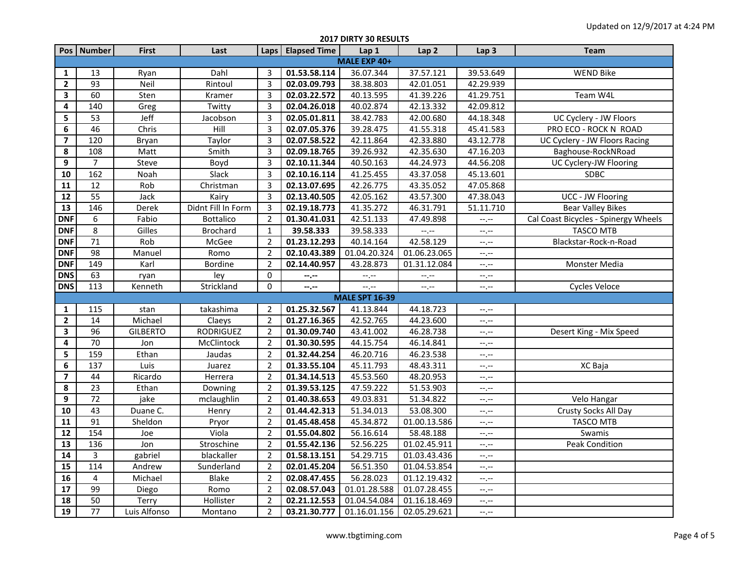Updated on 12/9/2017 at 4:24 PM

## 2017 DIRTY 30 RESULTS

| Pos | Number | First | Last | Laps | Elapsed Time | Lap 1 | Lap 2 | Lap 3 | Team |
|---|---|---|---|---|---|---|---|---|---|
| **MALE EXP 40+** | | | | | | | | | |
| **1** | 13 | Ryan | Dahl | 3 | **01.53.58.114** | 36.07.344 | 37.57.121 | 39.53.649 | WEND Bike |
| **2** | 93 | Neil | Rintoul | 3 | **02.03.09.793** | 38.38.803 | 42.01.051 | 42.29.939 | |
| **3** | 60 | Sten | Kramer | 3 | **02.03.22.572** | 40.13.595 | 41.39.226 | 41.29.751 | Team W4L |
| **4** | 140 | Greg | Twitty | 3 | **02.04.26.018** | 40.02.874 | 42.13.332 | 42.09.812 | |
| **5** | 53 | Jeff | Jacobson | 3 | **02.05.01.811** | 38.42.783 | 42.00.680 | 44.18.348 | UC Cyclery - JW Floors |
| **6** | 46 | Chris | Hill | 3 | **02.07.05.376** | 39.28.475 | 41.55.318 | 45.41.583 | PRO ECO - ROCK N ROAD |
| **7** | 120 | Bryan | Taylor | 3 | **02.07.58.522** | 42.11.864 | 42.33.880 | 43.12.778 | UC Cyclery - JW Floors Racing |
| **8** | 108 | Matt | Smith | 3 | **02.09.18.765** | 39.26.932 | 42.35.630 | 47.16.203 | Baghouse-RockNRoad |
| **9** | 7 | Steve | Boyd | 3 | **02.10.11.344** | 40.50.163 | 44.24.973 | 44.56.208 | UC Cyclery-JW Flooring |
| **10** | 162 | Noah | Slack | 3 | **02.10.16.114** | 41.25.455 | 43.37.058 | 45.13.601 | SDBC |
| **11** | 12 | Rob | Christman | 3 | **02.13.07.695** | 42.26.775 | 43.35.052 | 47.05.868 | |
| **12** | 55 | Jack | Kairy | 3 | **02.13.40.505** | 42.05.162 | 43.57.300 | 47.38.043 | UCC - JW Flooring |
| **13** | 146 | Derek | Didnt Fill In Form | 3 | **02.19.18.773** | 41.35.272 | 46.31.791 | 51.11.710 | Bear Valley Bikes |
| **DNF** | 6 | Fabio | Bottalico | 2 | **01.30.41.031** | 42.51.133 | 47.49.898 | --.-- | Cal Coast Bicycles - Spinergy Wheels |
| **DNF** | 8 | Gilles | Brochard | 1 | **39.58.333** | 39.58.333 | --.-- | --.-- | TASCO MTB |
| **DNF** | 71 | Rob | McGee | 2 | **01.23.12.293** | 40.14.164 | 42.58.129 | --.-- | Blackstar-Rock-n-Road |
| **DNF** | 98 | Manuel | Romo | 2 | **02.10.43.389** | 01.04.20.324 | 01.06.23.065 | --.-- | |
| **DNF** | 149 | Karl | Bordine | 2 | **02.14.40.957** | 43.28.873 | 01.31.12.084 | --.-- | Monster Media |
| **DNS** | 63 | ryan | ley | 0 | **--.--** | --.-- | --.-- | --.-- | |
| **DNS** | 113 | Kenneth | Strickland | 0 | **--.--** | --.-- | --.-- | --.-- | Cycles Veloce |
| **MALE SPT 16-39** | | | | | | | | | |
| **1** | 115 | stan | takashima | 2 | **01.25.32.567** | 41.13.844 | 44.18.723 | --.-- | |
| **2** | 14 | Michael | Claeys | 2 | **01.27.16.365** | 42.52.765 | 44.23.600 | --.-- | |
| **3** | 96 | GILBERTO | RODRIGUEZ | 2 | **01.30.09.740** | 43.41.002 | 46.28.738 | --.-- | Desert King - Mix Speed |
| **4** | 70 | Jon | McClintock | 2 | **01.30.30.595** | 44.15.754 | 46.14.841 | --.-- | |
| **5** | 159 | Ethan | Jaudas | 2 | **01.32.44.254** | 46.20.716 | 46.23.538 | --.-- | |
| **6** | 137 | Luis | Juarez | 2 | **01.33.55.104** | 45.11.793 | 48.43.311 | --.-- | XC Baja |
| **7** | 44 | Ricardo | Herrera | 2 | **01.34.14.513** | 45.53.560 | 48.20.953 | --.-- | |
| **8** | 23 | Ethan | Downing | 2 | **01.39.53.125** | 47.59.222 | 51.53.903 | --.-- | |
| **9** | 72 | jake | mclaughlin | 2 | **01.40.38.653** | 49.03.831 | 51.34.822 | --.-- | Velo Hangar |
| **10** | 43 | Duane C. | Henry | 2 | **01.44.42.313** | 51.34.013 | 53.08.300 | --.-- | Crusty Socks All Day |
| **11** | 91 | Sheldon | Pryor | 2 | **01.45.48.458** | 45.34.872 | 01.00.13.586 | --.-- | TASCO MTB |
| **12** | 154 | Joe | Viola | 2 | **01.55.04.802** | 56.16.614 | 58.48.188 | --.-- | Swamis |
| **13** | 136 | Jon | Stroschine | 2 | **01.55.42.136** | 52.56.225 | 01.02.45.911 | --.-- | Peak Condition |
| **14** | 3 | gabriel | blackaller | 2 | **01.58.13.151** | 54.29.715 | 01.03.43.436 | --.-- | |
| **15** | 114 | Andrew | Sunderland | 2 | **02.01.45.204** | 56.51.350 | 01.04.53.854 | --.-- | |
| **16** | 4 | Michael | Blake | 2 | **02.08.47.455** | 56.28.023 | 01.12.19.432 | --.-- | |
| **17** | 99 | Diego | Romo | 2 | **02.08.57.043** | 01.01.28.588 | 01.07.28.455 | --.-- | |
| **18** | 50 | Terry | Hollister | 2 | **02.21.12.553** | 01.04.54.084 | 01.16.18.469 | --.-- | |
| **19** | 77 | Luis Alfonso | Montano | 2 | **03.21.30.777** | 01.16.01.156 | 02.05.29.621 | --.-- | |

www.tbgtiming.com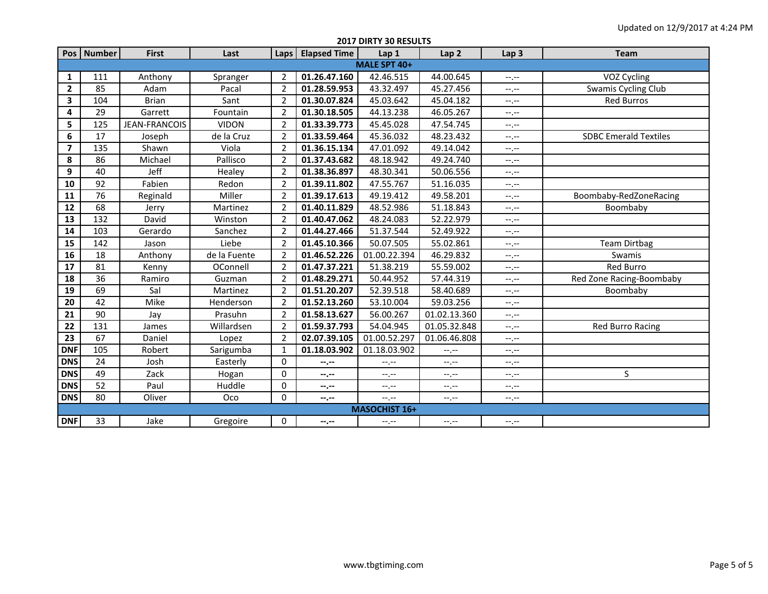Updated on 12/9/2017 at 4:24 PM

## 2017 DIRTY 30 RESULTS

| Pos | Number | First | Last | Laps | Elapsed Time | Lap 1 | Lap 2 | Lap 3 | Team |
|---|---|---|---|---|---|---|---|---|---|
| **MALE SPT 40+** | | | | | | | | | |
| **1** | 111 | Anthony | Spranger | 2 | **01.26.47.160** | 42.46.515 | 44.00.645 | --.-- | VOZ Cycling |
| **2** | 85 | Adam | Pacal | 2 | **01.28.59.953** | 43.32.497 | 45.27.456 | --.-- | Swamis Cycling Club |
| **3** | 104 | Brian | Sant | 2 | **01.30.07.824** | 45.03.642 | 45.04.182 | --.-- | Red Burros |
| **4** | 29 | Garrett | Fountain | 2 | **01.30.18.505** | 44.13.238 | 46.05.267 | --.-- | |
| **5** | 125 | JEAN-FRANCOIS | VIDON | 2 | **01.33.39.773** | 45.45.028 | 47.54.745 | --.-- | |
| **6** | 17 | Joseph | de la Cruz | 2 | **01.33.59.464** | 45.36.032 | 48.23.432 | --.-- | SDBC Emerald Textiles |
| **7** | 135 | Shawn | Viola | 2 | **01.36.15.134** | 47.01.092 | 49.14.042 | --.-- | |
| **8** | 86 | Michael | Pallisco | 2 | **01.37.43.682** | 48.18.942 | 49.24.740 | --.-- | |
| **9** | 40 | Jeff | Healey | 2 | **01.38.36.897** | 48.30.341 | 50.06.556 | --.-- | |
| **10** | 92 | Fabien | Redon | 2 | **01.39.11.802** | 47.55.767 | 51.16.035 | --.-- | |
| **11** | 76 | Reginald | Miller | 2 | **01.39.17.613** | 49.19.412 | 49.58.201 | --.-- | Boombaby-RedZoneRacing |
| **12** | 68 | Jerry | Martinez | 2 | **01.40.11.829** | 48.52.986 | 51.18.843 | --.-- | Boombaby |
| **13** | 132 | David | Winston | 2 | **01.40.47.062** | 48.24.083 | 52.22.979 | --.-- | |
| **14** | 103 | Gerardo | Sanchez | 2 | **01.44.27.466** | 51.37.544 | 52.49.922 | --.-- | |
| **15** | 142 | Jason | Liebe | 2 | **01.45.10.366** | 50.07.505 | 55.02.861 | --.-- | Team Dirtbag |
| **16** | 18 | Anthony | de la Fuente | 2 | **01.46.52.226** | 01.00.22.394 | 46.29.832 | --.-- | Swamis |
| **17** | 81 | Kenny | OConnell | 2 | **01.47.37.221** | 51.38.219 | 55.59.002 | --.-- | Red Burro |
| **18** | 36 | Ramiro | Guzman | 2 | **01.48.29.271** | 50.44.952 | 57.44.319 | --.-- | Red Zone Racing-Boombaby |
| **19** | 69 | Sal | Martinez | 2 | **01.51.20.207** | 52.39.518 | 58.40.689 | --.-- | Boombaby |
| **20** | 42 | Mike | Henderson | 2 | **01.52.13.260** | 53.10.004 | 59.03.256 | --.-- | |
| **21** | 90 | Jay | Prasuhn | 2 | **01.58.13.627** | 56.00.267 | 01.02.13.360 | --.-- | |
| **22** | 131 | James | Willardsen | 2 | **01.59.37.793** | 54.04.945 | 01.05.32.848 | --.-- | Red Burro Racing |
| **23** | 67 | Daniel | Lopez | 2 | **02.07.39.105** | 01.00.52.297 | 01.06.46.808 | --.-- | |
| **DNF** | 105 | Robert | Sarigumba | 1 | **01.18.03.902** | 01.18.03.902 | --.-- | --.-- | |
| **DNS** | 24 | Josh | Easterly | 0 | **--.--** | --.-- | --.-- | --.-- | |
| **DNS** | 49 | Zack | Hogan | 0 | **--.--** | --.-- | --.-- | --.-- | S |
| **DNS** | 52 | Paul | Huddle | 0 | **--.--** | --.-- | --.-- | --.-- | |
| **DNS** | 80 | Oliver | Oco | 0 | **--.--** | --.-- | --.-- | --.-- | |
| **MASOCHIST 16+** | | | | | | | | | |
| **DNF** | 33 | Jake | Gregoire | 0 | **--.--** | --.-- | --.-- | --.-- | |

www.tbgtiming.com